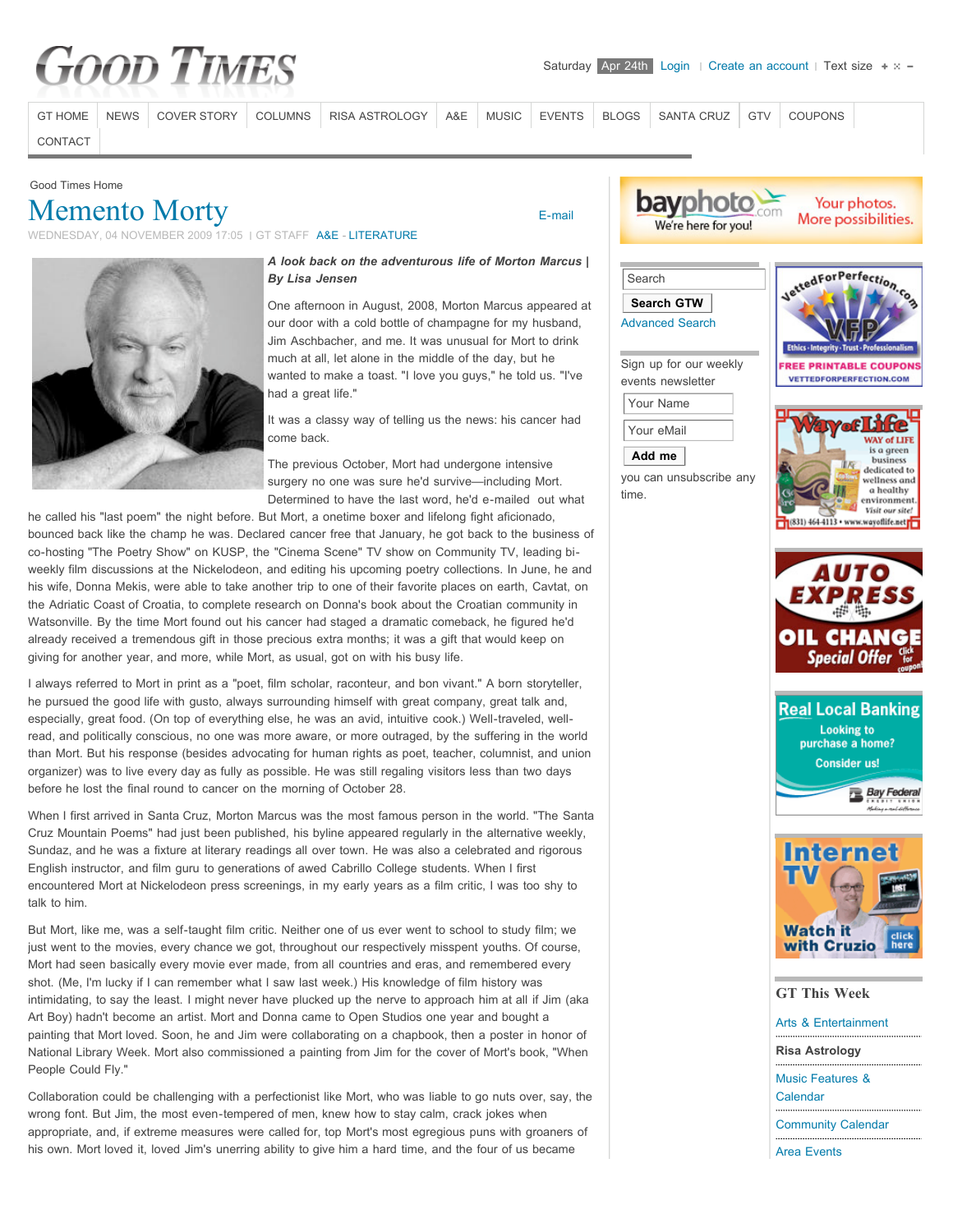Good Times Home

# Memento Morty

WEDNESDAY, 04 NOVEMBER 2009 17:05 | GT STAFF A&E - LITERATURE

***A look back on the adventurous life of Morton Marcus | By Lisa Jensen***

One afternoon in August, 2008, Morton Marcus appeared at our door with a cold bottle of champagne for my husband, Jim Aschbacher, and me. It was unusual for Mort to drink much at all, let alone in the middle of the day, but he wanted to make a toast. "I love you guys," he told us. "I've had a great life."

It was a classy way of telling us the news: his cancer had come back.

The previous October, Mort had undergone intensive surgery no one was sure he'd survive—including Mort. Determined to have the last word, he'd e-mailed out what he called his "last poem" the night before. But Mort, a onetime boxer and lifelong fight aficionado, bounced back like the champ he was. Declared cancer free that January, he got back to the business of co-hosting "The Poetry Show" on KUSP, the "Cinema Scene" TV show on Community TV, leading bi-weekly film discussions at the Nickelodeon, and editing his upcoming poetry collections. In June, he and his wife, Donna Mekis, were able to take another trip to one of their favorite places on earth, Cavtat, on the Adriatic Coast of Croatia, to complete research on Donna's book about the Croatian community in Watsonville. By the time Mort found out his cancer had staged a dramatic comeback, he figured he'd already received a tremendous gift in those precious extra months; it was a gift that would keep on giving for another year, and more, while Mort, as usual, got on with his busy life.

I always referred to Mort in print as a "poet, film scholar, raconteur, and bon vivant." A born storyteller, he pursued the good life with gusto, always surrounding himself with great company, great talk and, especially, great food. (On top of everything else, he was an avid, intuitive cook.) Well-traveled, well-read, and politically conscious, no one was more aware, or more outraged, by the suffering in the world than Mort. But his response (besides advocating for human rights as poet, teacher, columnist, and union organizer) was to live every day as fully as possible. He was still regaling visitors less than two days before he lost the final round to cancer on the morning of October 28.

When I first arrived in Santa Cruz, Morton Marcus was the most famous person in the world. "The Santa Cruz Mountain Poems" had just been published, his byline appeared regularly in the alternative weekly, Sundaz, and he was a fixture at literary readings all over town. He was also a celebrated and rigorous English instructor, and film guru to generations of awed Cabrillo College students. When I first encountered Mort at Nickelodeon press screenings, in my early years as a film critic, I was too shy to talk to him.

But Mort, like me, was a self-taught film critic. Neither one of us ever went to school to study film; we just went to the movies, every chance we got, throughout our respectively misspent youths. Of course, Mort had seen basically every movie ever made, from all countries and eras, and remembered every shot. (Me, I'm lucky if I can remember what I saw last week.) His knowledge of film history was intimidating, to say the least. I might never have plucked up the nerve to approach him at all if Jim (aka Art Boy) hadn't become an artist. Mort and Donna came to Open Studios one year and bought a painting that Mort loved. Soon, he and Jim were collaborating on a chapbook, then a poster in honor of National Library Week. Mort also commissioned a painting from Jim for the cover of Mort's book, "When People Could Fly."

Collaboration could be challenging with a perfectionist like Mort, who was liable to go nuts over, say, the wrong font. But Jim, the most even-tempered of men, knew how to stay calm, crack jokes when appropriate, and, if extreme measures were called for, top Mort's most egregious puns with groaners of his own. Mort loved it, loved Jim's unerring ability to give him a hard time, and the four of us became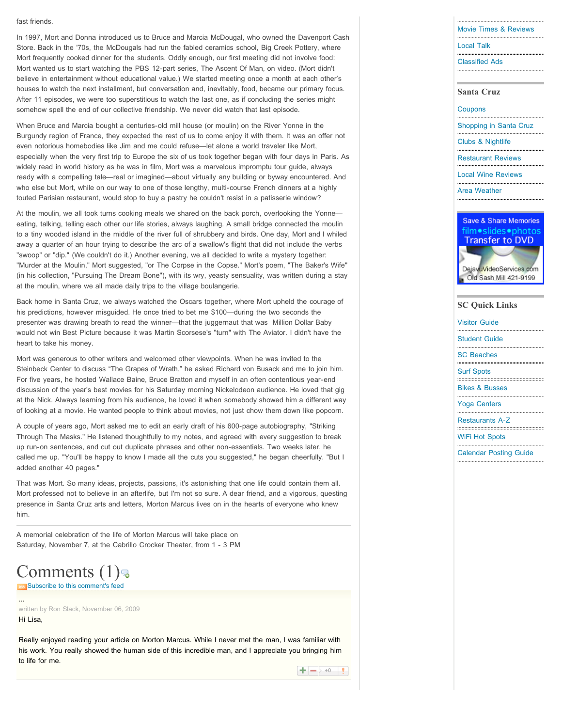fast friends.

In 1997, Mort and Donna introduced us to Bruce and Marcia McDougal, who owned the Davenport Cash Store. Back in the '70s, the McDougals had run the fabled ceramics school, Big Creek Pottery, where Mort frequently cooked dinner for the students. Oddly enough, our first meeting did not involve food: Mort wanted us to start watching the PBS 12-part series, The Ascent Of Man, on video. (Mort didn't believe in entertainment without educational value.) We started meeting once a month at each other's houses to watch the next installment, but conversation and, inevitably, food, became our primary focus. After 11 episodes, we were too superstitious to watch the last one, as if concluding the series might somehow spell the end of our collective friendship. We never did watch that last episode.

When Bruce and Marcia bought a centuries-old mill house (or moulin) on the River Yonne in the Burgundy region of France, they expected the rest of us to come enjoy it with them. It was an offer not even notorious homebodies like Jim and me could refuse—let alone a world traveler like Mort, especially when the very first trip to Europe the six of us took together began with four days in Paris. As widely read in world history as he was in film, Mort was a marvelous impromptu tour guide, always ready with a compelling tale—real or imagined—about virtually any building or byway encountered. And who else but Mort, while on our way to one of those lengthy, multi-course French dinners at a highly touted Parisian restaurant, would stop to buy a pastry he couldn't resist in a patisserie window?

At the moulin, we all took turns cooking meals we shared on the back porch, overlooking the Yonne—eating, talking, telling each other our life stories, always laughing. A small bridge connected the moulin to a tiny wooded island in the middle of the river full of shrubbery and birds. One day, Mort and I whiled away a quarter of an hour trying to describe the arc of a swallow's flight that did not include the verbs "swoop" or "dip." (We couldn't do it.) Another evening, we all decided to write a mystery together: "Murder at the Moulin," Mort suggested, "or The Corpse in the Copse." Mort's poem, "The Baker's Wife" (in his collection, "Pursuing The Dream Bone"), with its wry, yeasty sensuality, was written during a stay at the moulin, where we all made daily trips to the village boulangerie.

Back home in Santa Cruz, we always watched the Oscars together, where Mort upheld the courage of his predictions, however misguided. He once tried to bet me $100—during the two seconds the presenter was drawing breath to read the winner—that the juggernaut that was Million Dollar Baby would not win Best Picture because it was Martin Scorsese's "turn" with The Aviator. I didn't have the heart to take his money.

Mort was generous to other writers and welcomed other viewpoints. When he was invited to the Steinbeck Center to discuss "The Grapes of Wrath," he asked Richard von Busack and me to join him. For five years, he hosted Wallace Baine, Bruce Bratton and myself in an often contentious year-end discussion of the year's best movies for his Saturday morning Nickelodeon audience. He loved that gig at the Nick. Always learning from his audience, he loved it when somebody showed him a different way of looking at a movie. He wanted people to think about movies, not just chow them down like popcorn.

A couple of years ago, Mort asked me to edit an early draft of his 600-page autobiography, "Striking Through The Masks." He listened thoughtfully to my notes, and agreed with every suggestion to break up run-on sentences, and cut out duplicate phrases and other non-essentials. Two weeks later, he called me up. "You'll be happy to know I made all the cuts you suggested," he began cheerfully. "But I added another 40 pages."

That was Mort. So many ideas, projects, passions, it's astonishing that one life could contain them all. Mort professed not to believe in an afterlife, but I'm not so sure. A dear friend, and a vigorous, questing presence in Santa Cruz arts and letters, Morton Marcus lives on in the hearts of everyone who knew him.

---

A memorial celebration of the life of Morton Marcus will take place on Saturday, November 7, at the Cabrillo Crocker Theater, from 1 - 3 PM

# Comments (1)

Subscribe to this comment's feed

...
written by Ron Slack, November 06, 2009

Hi Lisa,

Really enjoyed reading your article on Morton Marcus. While I never met the man, I was familiar with his work. You really showed the human side of this incredible man, and I appreciate you bringing him to life for me.

+0

---

- Movie Times & Reviews
- Local Talk
- Classified Ads

## Santa Cruz

- Coupons
- Shopping in Santa Cruz
- Clubs & Nightlife
- Restaurant Reviews
- Local Wine Reviews
- Area Weather

Save & Share Memories
film•slides•photos
Transfer to DVD
DejavuVideoServices.com
Old Sash Mill 421-9199

## SC Quick Links

- Visitor Guide
- Student Guide
- SC Beaches
- Surf Spots
- Bikes & Busses
- Yoga Centers
- Restaurants A-Z
- WiFi Hot Spots
- Calendar Posting Guide